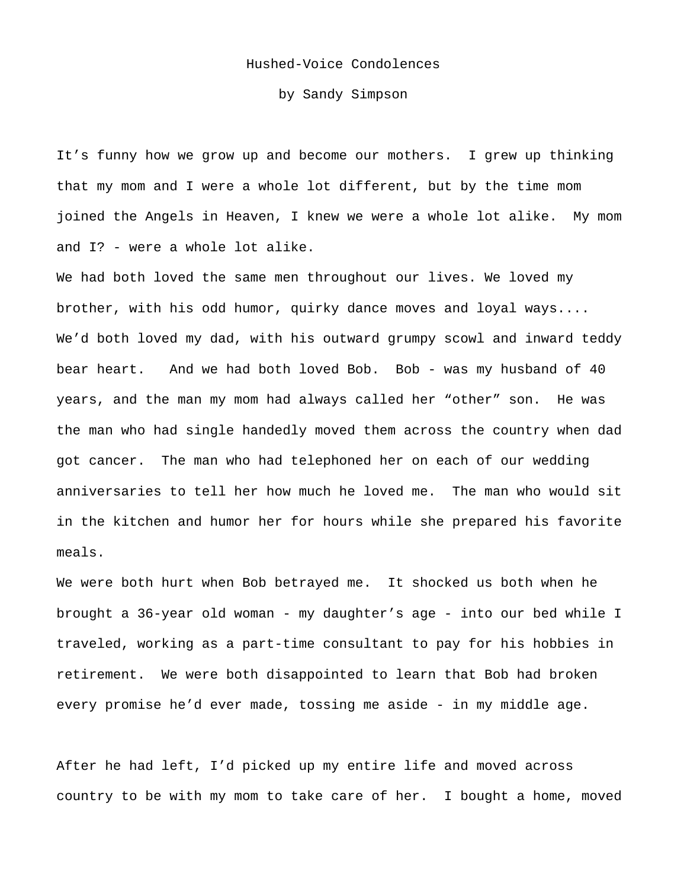# Hushed-Voice Condolences

by Sandy Simpson

It's funny how we grow up and become our mothers. I grew up thinking that my mom and I were a whole lot different, but by the time mom joined the Angels in Heaven, I knew we were a whole lot alike. My mom and I? - were a whole lot alike.

We had both loved the same men throughout our lives. We loved my brother, with his odd humor, quirky dance moves and loyal ways.... We'd both loved my dad, with his outward grumpy scowl and inward teddy bear heart. And we had both loved Bob. Bob - was my husband of 40 years, and the man my mom had always called her "other" son. He was the man who had single handedly moved them across the country when dad got cancer. The man who had telephoned her on each of our wedding anniversaries to tell her how much he loved me. The man who would sit in the kitchen and humor her for hours while she prepared his favorite meals.

We were both hurt when Bob betrayed me. It shocked us both when he brought a 36-year old woman - my daughter's age - into our bed while I traveled, working as a part-time consultant to pay for his hobbies in retirement. We were both disappointed to learn that Bob had broken every promise he'd ever made, tossing me aside - in my middle age.

After he had left, I'd picked up my entire life and moved across country to be with my mom to take care of her. I bought a home, moved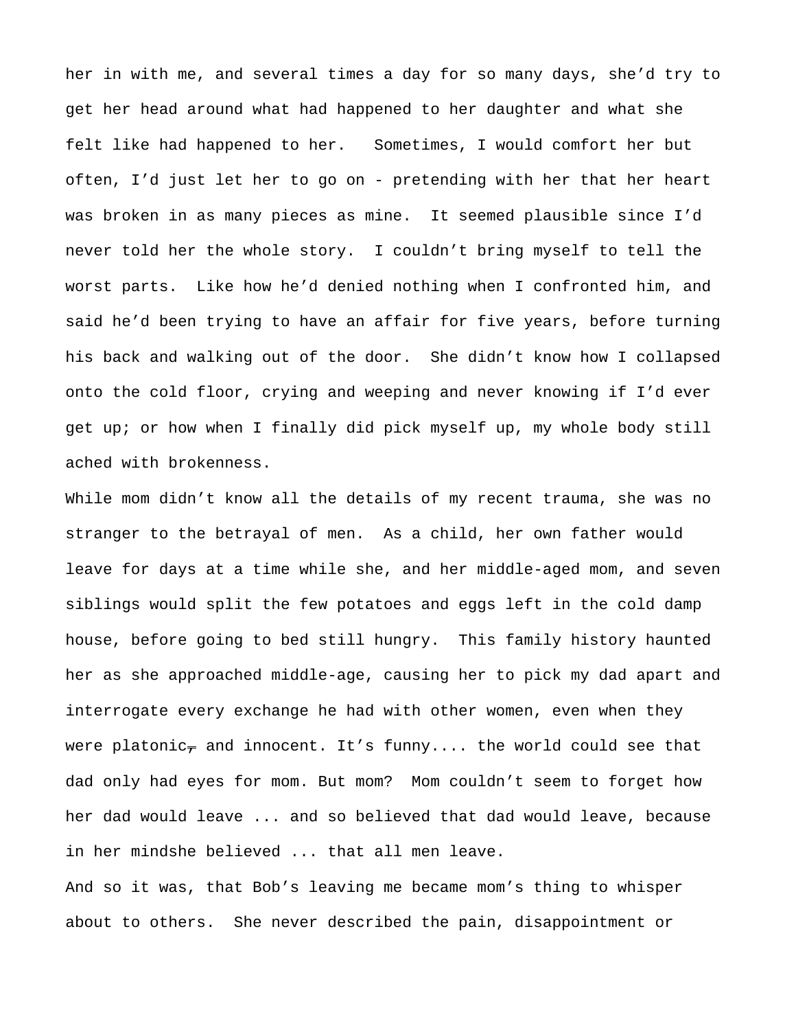her in with me, and several times a day for so many days, she'd try to get her head around what had happened to her daughter and what she felt like had happened to her. Sometimes, I would comfort her but often, I'd just let her to go on - pretending with her that her heart was broken in as many pieces as mine. It seemed plausible since I'd never told her the whole story. I couldn't bring myself to tell the worst parts. Like how he'd denied nothing when I confronted him, and said he'd been trying to have an affair for five years, before turning his back and walking out of the door. She didn't know how I collapsed onto the cold floor, crying and weeping and never knowing if I'd ever get up; or how when I finally did pick myself up, my whole body still ached with brokenness.

While mom didn't know all the details of my recent trauma, she was no stranger to the betrayal of men. As a child, her own father would leave for days at a time while she, and her middle-aged mom, and seven siblings would split the few potatoes and eggs left in the cold damp house, before going to bed still hungry. This family history haunted her as she approached middle-age, causing her to pick my dad apart and interrogate every exchange he had with other women, even when they were platonic~~,~~ and innocent. It's funny.... the world could see that dad only had eyes for mom. But mom? Mom couldn't seem to forget how her dad would leave ... and so believed that dad would leave, because in her mindshe believed ... that all men leave.

And so it was, that Bob's leaving me became mom's thing to whisper about to others. She never described the pain, disappointment or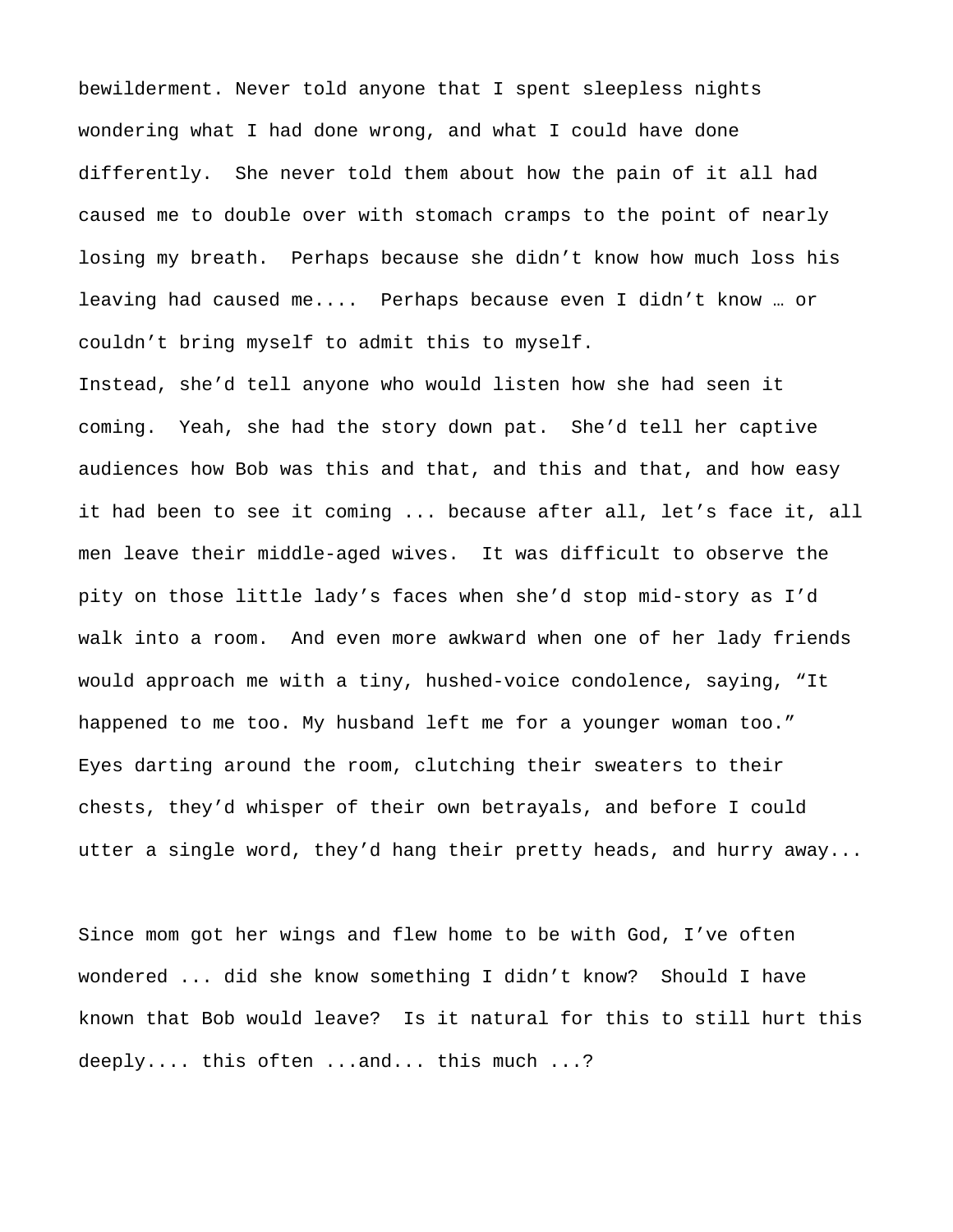bewilderment. Never told anyone that I spent sleepless nights wondering what I had done wrong, and what I could have done differently.  She never told them about how the pain of it all had caused me to double over with stomach cramps to the point of nearly losing my breath.  Perhaps because she didn't know how much loss his leaving had caused me....  Perhaps because even I didn't know … or couldn't bring myself to admit this to myself.

Instead, she'd tell anyone who would listen how she had seen it coming.  Yeah, she had the story down pat.  She'd tell her captive audiences how Bob was this and that, and this and that, and how easy it had been to see it coming ... because after all, let's face it, all men leave their middle-aged wives.  It was difficult to observe the pity on those little lady's faces when she'd stop mid-story as I'd walk into a room.  And even more awkward when one of her lady friends would approach me with a tiny, hushed-voice condolence, saying, "It happened to me too. My husband left me for a younger woman too." Eyes darting around the room, clutching their sweaters to their chests, they'd whisper of their own betrayals, and before I could utter a single word, they'd hang their pretty heads, and hurry away...

Since mom got her wings and flew home to be with God, I've often wondered ... did she know something I didn't know?  Should I have known that Bob would leave?  Is it natural for this to still hurt this deeply.... this often ...and... this much ...?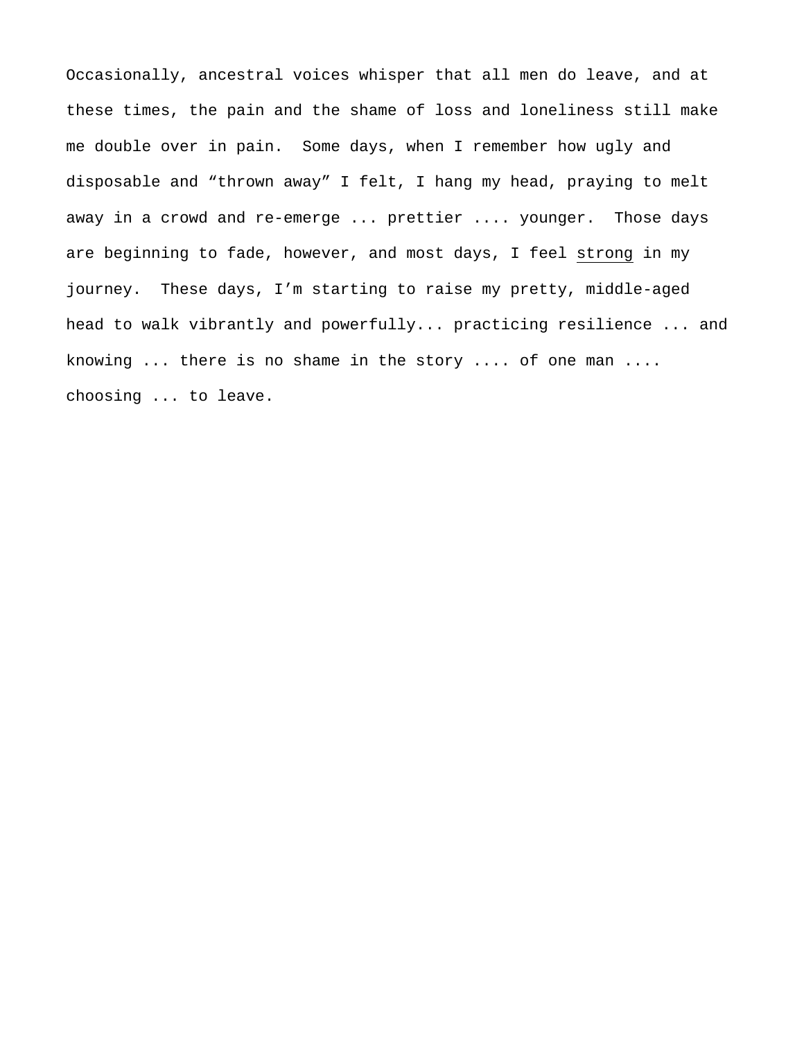Occasionally, ancestral voices whisper that all men do leave, and at these times, the pain and the shame of loss and loneliness still make me double over in pain.  Some days, when I remember how ugly and disposable and "thrown away" I felt, I hang my head, praying to melt away in a crowd and re-emerge ... prettier .... younger.  Those days are beginning to fade, however, and most days, I feel <u>strong</u> in my journey.  These days, I'm starting to raise my pretty, middle-aged head to walk vibrantly and powerfully... practicing resilience ... and knowing ... there is no shame in the story .... of one man .... choosing ... to leave.